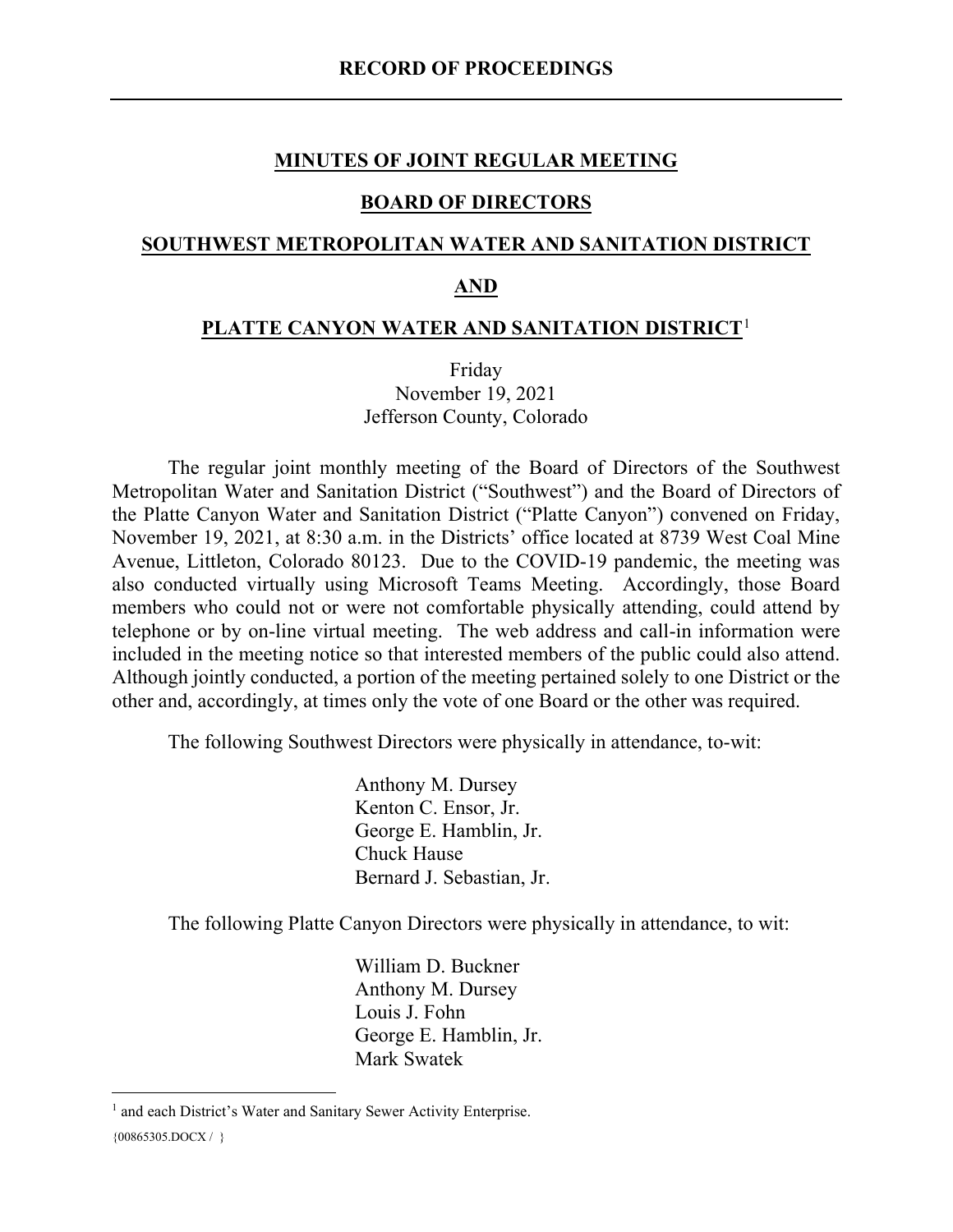# RECORD OF PROCEEDINGS

## MINUTES OF JOINT REGULAR MEETING

## BOARD OF DIRECTORS

## SOUTHWEST METROPOLITAN WATER AND SANITATION DISTRICT

## AND

## PLATTE CANYON WATER AND SANITATION DISTRICT[1]

Friday
November 19, 2021
Jefferson County, Colorado

The regular joint monthly meeting of the Board of Directors of the Southwest Metropolitan Water and Sanitation District ("Southwest") and the Board of Directors of the Platte Canyon Water and Sanitation District ("Platte Canyon") convened on Friday, November 19, 2021, at 8:30 a.m. in the Districts' office located at 8739 West Coal Mine Avenue, Littleton, Colorado 80123. Due to the COVID-19 pandemic, the meeting was also conducted virtually using Microsoft Teams Meeting. Accordingly, those Board members who could not or were not comfortable physically attending, could attend by telephone or by on-line virtual meeting. The web address and call-in information were included in the meeting notice so that interested members of the public could also attend. Although jointly conducted, a portion of the meeting pertained solely to one District or the other and, accordingly, at times only the vote of one Board or the other was required.

The following Southwest Directors were physically in attendance, to-wit:

Anthony M. Dursey
Kenton C. Ensor, Jr.
George E. Hamblin, Jr.
Chuck Hause
Bernard J. Sebastian, Jr.

The following Platte Canyon Directors were physically in attendance, to wit:

William D. Buckner
Anthony M. Dursey
Louis J. Fohn
George E. Hamblin, Jr.
Mark Swatek

[1] and each District's Water and Sanitary Sewer Activity Enterprise.

{00865305.DOCX / }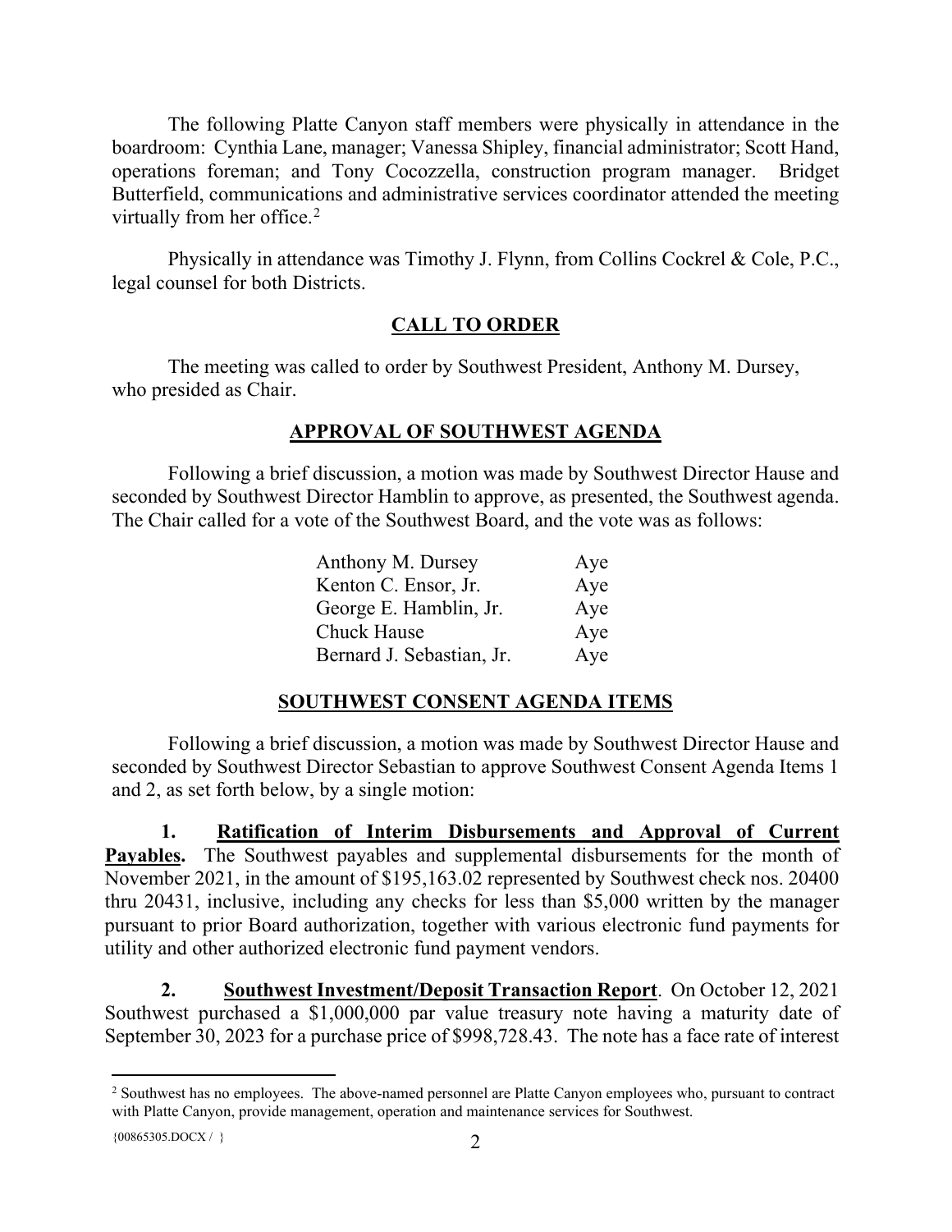The following Platte Canyon staff members were physically in attendance in the boardroom: Cynthia Lane, manager; Vanessa Shipley, financial administrator; Scott Hand, operations foreman; and Tony Cocozzella, construction program manager. Bridget Butterfield, communications and administrative services coordinator attended the meeting virtually from her office.[2]

Physically in attendance was Timothy J. Flynn, from Collins Cockrel & Cole, P.C., legal counsel for both Districts.

## CALL TO ORDER

The meeting was called to order by Southwest President, Anthony M. Dursey, who presided as Chair.

## APPROVAL OF SOUTHWEST AGENDA

Following a brief discussion, a motion was made by Southwest Director Hause and seconded by Southwest Director Hamblin to approve, as presented, the Southwest agenda. The Chair called for a vote of the Southwest Board, and the vote was as follows:

| | |
|---|---|
| Anthony M. Dursey | Aye |
| Kenton C. Ensor, Jr. | Aye |
| George E. Hamblin, Jr. | Aye |
| Chuck Hause | Aye |
| Bernard J. Sebastian, Jr. | Aye |

## SOUTHWEST CONSENT AGENDA ITEMS

Following a brief discussion, a motion was made by Southwest Director Hause and seconded by Southwest Director Sebastian to approve Southwest Consent Agenda Items 1 and 2, as set forth below, by a single motion:

**1. Ratification of Interim Disbursements and Approval of Current Payables.** The Southwest payables and supplemental disbursements for the month of November 2021, in the amount of $195,163.02 represented by Southwest check nos. 20400 thru 20431, inclusive, including any checks for less than $5,000 written by the manager pursuant to prior Board authorization, together with various electronic fund payments for utility and other authorized electronic fund payment vendors.

**2. Southwest Investment/Deposit Transaction Report**. On October 12, 2021 Southwest purchased a $1,000,000 par value treasury note having a maturity date of September 30, 2023 for a purchase price of $998,728.43. The note has a face rate of interest

---

[2] Southwest has no employees. The above-named personnel are Platte Canyon employees who, pursuant to contract with Platte Canyon, provide management, operation and maintenance services for Southwest.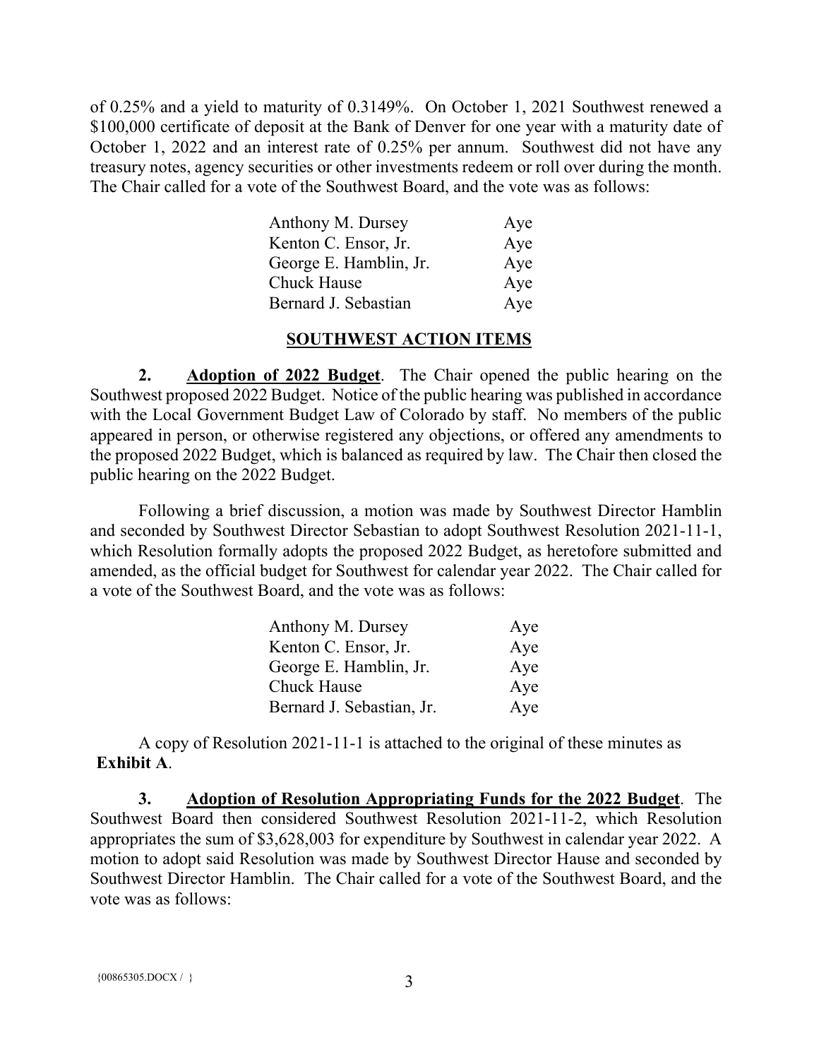of 0.25% and a yield to maturity of 0.3149%. On October 1, 2021 Southwest renewed a $100,000 certificate of deposit at the Bank of Denver for one year with a maturity date of October 1, 2022 and an interest rate of 0.25% per annum. Southwest did not have any treasury notes, agency securities or other investments redeem or roll over during the month. The Chair called for a vote of the Southwest Board, and the vote was as follows:

| | |
|---|---|
| Anthony M. Dursey | Aye |
| Kenton C. Ensor, Jr. | Aye |
| George E. Hamblin, Jr. | Aye |
| Chuck Hause | Aye |
| Bernard J. Sebastian | Aye |

## SOUTHWEST ACTION ITEMS

**2. Adoption of 2022 Budget**. The Chair opened the public hearing on the Southwest proposed 2022 Budget. Notice of the public hearing was published in accordance with the Local Government Budget Law of Colorado by staff. No members of the public appeared in person, or otherwise registered any objections, or offered any amendments to the proposed 2022 Budget, which is balanced as required by law. The Chair then closed the public hearing on the 2022 Budget.

Following a brief discussion, a motion was made by Southwest Director Hamblin and seconded by Southwest Director Sebastian to adopt Southwest Resolution 2021-11-1, which Resolution formally adopts the proposed 2022 Budget, as heretofore submitted and amended, as the official budget for Southwest for calendar year 2022. The Chair called for a vote of the Southwest Board, and the vote was as follows:

| | |
|---|---|
| Anthony M. Dursey | Aye |
| Kenton C. Ensor, Jr. | Aye |
| George E. Hamblin, Jr. | Aye |
| Chuck Hause | Aye |
| Bernard J. Sebastian, Jr. | Aye |

A copy of Resolution 2021-11-1 is attached to the original of these minutes as **Exhibit A**.

**3. Adoption of Resolution Appropriating Funds for the 2022 Budget**. The Southwest Board then considered Southwest Resolution 2021-11-2, which Resolution appropriates the sum of $3,628,003 for expenditure by Southwest in calendar year 2022. A motion to adopt said Resolution was made by Southwest Director Hause and seconded by Southwest Director Hamblin. The Chair called for a vote of the Southwest Board, and the vote was as follows: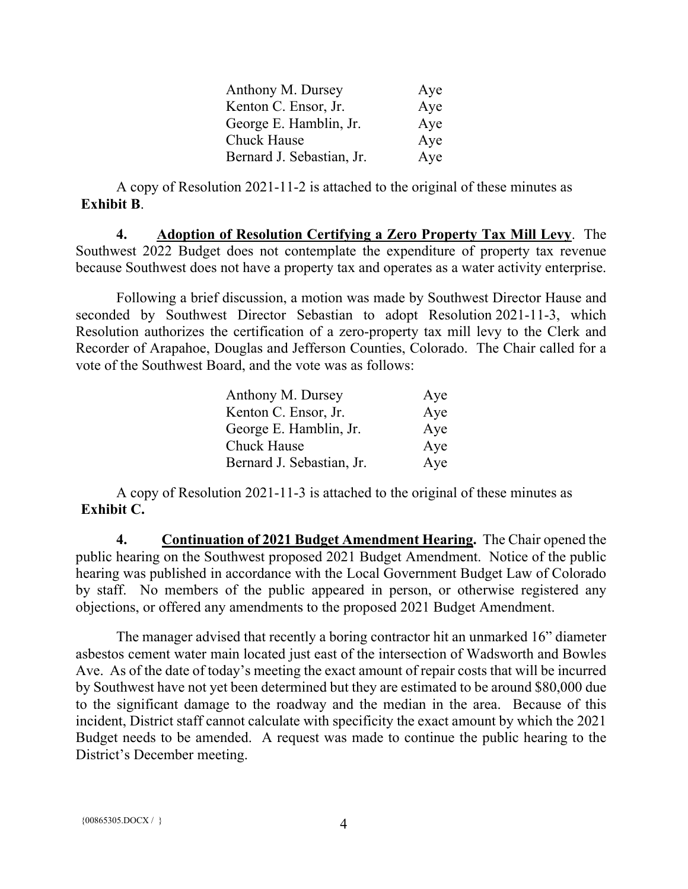| | |
|---|---|
| Anthony M. Dursey | Aye |
| Kenton C. Ensor, Jr. | Aye |
| George E. Hamblin, Jr. | Aye |
| Chuck Hause | Aye |
| Bernard J. Sebastian, Jr. | Aye |

A copy of Resolution 2021-11-2 is attached to the original of these minutes as **Exhibit B**.

**4. Adoption of Resolution Certifying a Zero Property Tax Mill Levy**. The Southwest 2022 Budget does not contemplate the expenditure of property tax revenue because Southwest does not have a property tax and operates as a water activity enterprise.

Following a brief discussion, a motion was made by Southwest Director Hause and seconded by Southwest Director Sebastian to adopt Resolution 2021-11-3, which Resolution authorizes the certification of a zero-property tax mill levy to the Clerk and Recorder of Arapahoe, Douglas and Jefferson Counties, Colorado. The Chair called for a vote of the Southwest Board, and the vote was as follows:

| | |
|---|---|
| Anthony M. Dursey | Aye |
| Kenton C. Ensor, Jr. | Aye |
| George E. Hamblin, Jr. | Aye |
| Chuck Hause | Aye |
| Bernard J. Sebastian, Jr. | Aye |

A copy of Resolution 2021-11-3 is attached to the original of these minutes as **Exhibit C.**

**4. Continuation of 2021 Budget Amendment Hearing.** The Chair opened the public hearing on the Southwest proposed 2021 Budget Amendment. Notice of the public hearing was published in accordance with the Local Government Budget Law of Colorado by staff. No members of the public appeared in person, or otherwise registered any objections, or offered any amendments to the proposed 2021 Budget Amendment.

The manager advised that recently a boring contractor hit an unmarked 16" diameter asbestos cement water main located just east of the intersection of Wadsworth and Bowles Ave. As of the date of today's meeting the exact amount of repair costs that will be incurred by Southwest have not yet been determined but they are estimated to be around $80,000 due to the significant damage to the roadway and the median in the area. Because of this incident, District staff cannot calculate with specificity the exact amount by which the 2021 Budget needs to be amended. A request was made to continue the public hearing to the District's December meeting.

{00865305.DOCX / }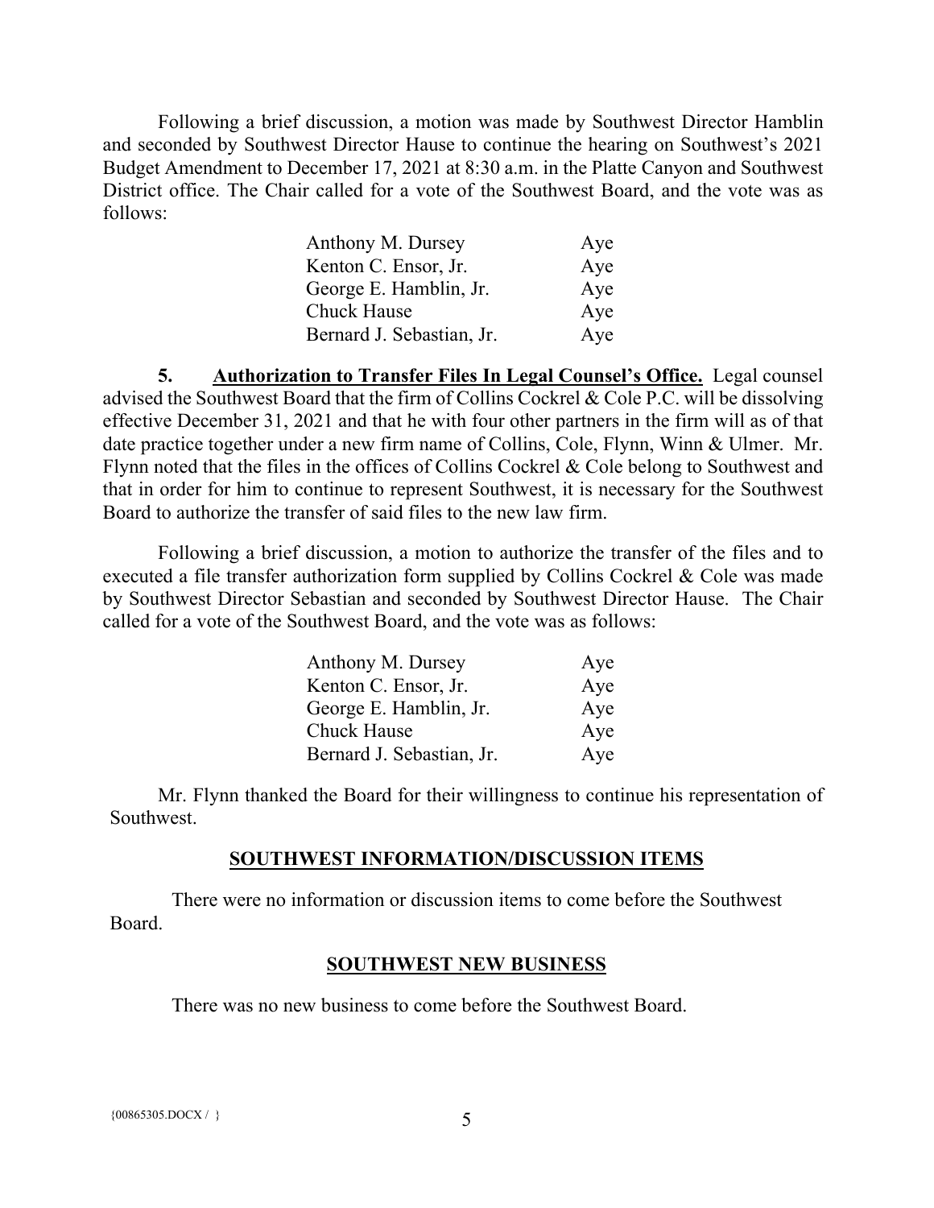Following a brief discussion, a motion was made by Southwest Director Hamblin and seconded by Southwest Director Hause to continue the hearing on Southwest's 2021 Budget Amendment to December 17, 2021 at 8:30 a.m. in the Platte Canyon and Southwest District office. The Chair called for a vote of the Southwest Board, and the vote was as follows:

| | |
|---|---|
| Anthony M. Dursey | Aye |
| Kenton C. Ensor, Jr. | Aye |
| George E. Hamblin, Jr. | Aye |
| Chuck Hause | Aye |
| Bernard J. Sebastian, Jr. | Aye |

**5. Authorization to Transfer Files In Legal Counsel's Office.** Legal counsel advised the Southwest Board that the firm of Collins Cockrel & Cole P.C. will be dissolving effective December 31, 2021 and that he with four other partners in the firm will as of that date practice together under a new firm name of Collins, Cole, Flynn, Winn & Ulmer. Mr. Flynn noted that the files in the offices of Collins Cockrel & Cole belong to Southwest and that in order for him to continue to represent Southwest, it is necessary for the Southwest Board to authorize the transfer of said files to the new law firm.

Following a brief discussion, a motion to authorize the transfer of the files and to executed a file transfer authorization form supplied by Collins Cockrel & Cole was made by Southwest Director Sebastian and seconded by Southwest Director Hause. The Chair called for a vote of the Southwest Board, and the vote was as follows:

| | |
|---|---|
| Anthony M. Dursey | Aye |
| Kenton C. Ensor, Jr. | Aye |
| George E. Hamblin, Jr. | Aye |
| Chuck Hause | Aye |
| Bernard J. Sebastian, Jr. | Aye |

Mr. Flynn thanked the Board for their willingness to continue his representation of Southwest.

## SOUTHWEST INFORMATION/DISCUSSION ITEMS

There were no information or discussion items to come before the Southwest Board.

## SOUTHWEST NEW BUSINESS

There was no new business to come before the Southwest Board.

{00865305.DOCX / }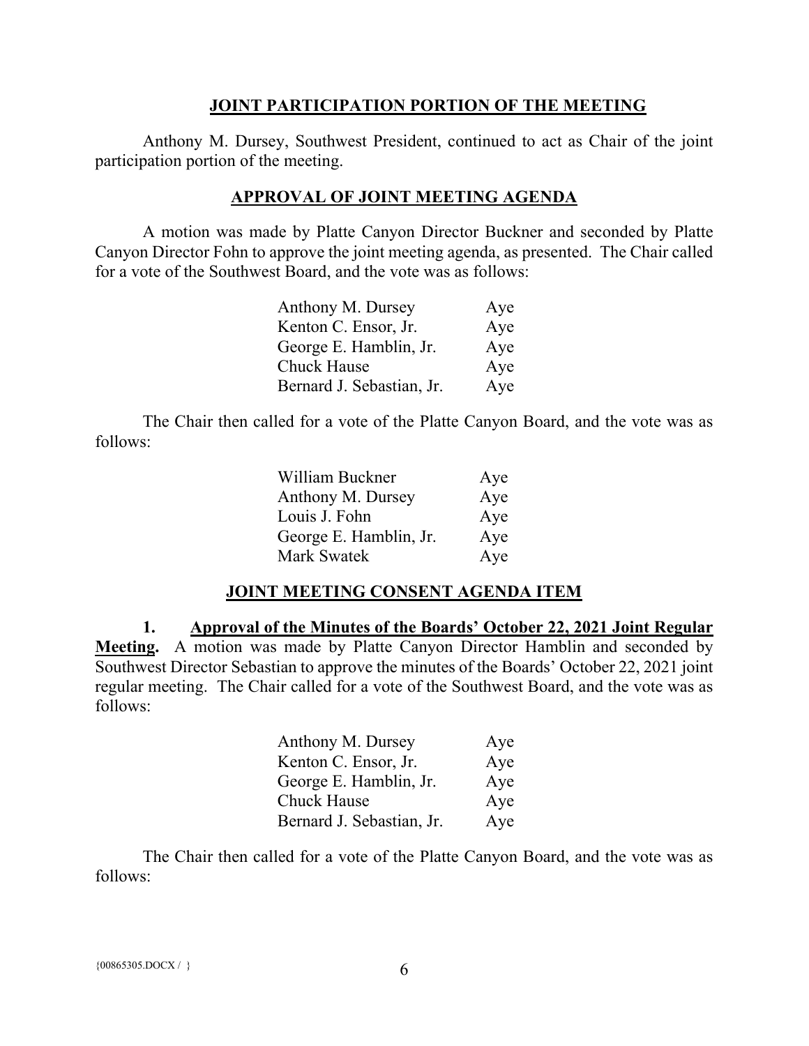## JOINT PARTICIPATION PORTION OF THE MEETING

Anthony M. Dursey, Southwest President, continued to act as Chair of the joint participation portion of the meeting.

## APPROVAL OF JOINT MEETING AGENDA

A motion was made by Platte Canyon Director Buckner and seconded by Platte Canyon Director Fohn to approve the joint meeting agenda, as presented. The Chair called for a vote of the Southwest Board, and the vote was as follows:

| | |
|---|---|
| Anthony M. Dursey | Aye |
| Kenton C. Ensor, Jr. | Aye |
| George E. Hamblin, Jr. | Aye |
| Chuck Hause | Aye |
| Bernard J. Sebastian, Jr. | Aye |

The Chair then called for a vote of the Platte Canyon Board, and the vote was as follows:

| | |
|---|---|
| William Buckner | Aye |
| Anthony M. Dursey | Aye |
| Louis J. Fohn | Aye |
| George E. Hamblin, Jr. | Aye |
| Mark Swatek | Aye |

## JOINT MEETING CONSENT AGENDA ITEM

**1. Approval of the Minutes of the Boards' October 22, 2021 Joint Regular Meeting.** A motion was made by Platte Canyon Director Hamblin and seconded by Southwest Director Sebastian to approve the minutes of the Boards' October 22, 2021 joint regular meeting. The Chair called for a vote of the Southwest Board, and the vote was as follows:

| | |
|---|---|
| Anthony M. Dursey | Aye |
| Kenton C. Ensor, Jr. | Aye |
| George E. Hamblin, Jr. | Aye |
| Chuck Hause | Aye |
| Bernard J. Sebastian, Jr. | Aye |

The Chair then called for a vote of the Platte Canyon Board, and the vote was as follows: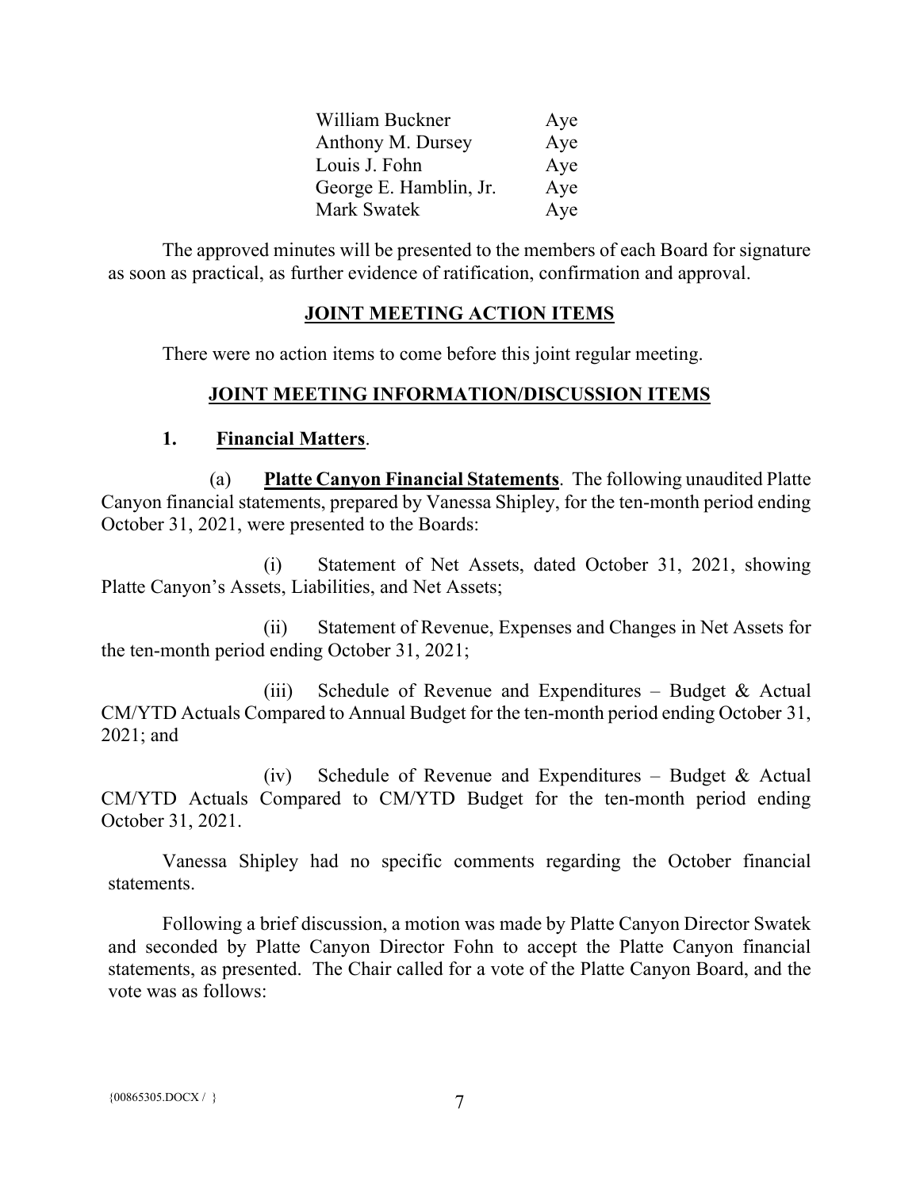| | |
|---|---|
| William Buckner | Aye |
| Anthony M. Dursey | Aye |
| Louis J. Fohn | Aye |
| George E. Hamblin, Jr. | Aye |
| Mark Swatek | Aye |

The approved minutes will be presented to the members of each Board for signature as soon as practical, as further evidence of ratification, confirmation and approval.

## JOINT MEETING ACTION ITEMS

There were no action items to come before this joint regular meeting.

## JOINT MEETING INFORMATION/DISCUSSION ITEMS

**1. Financial Matters**.

(a) **Platte Canyon Financial Statements**. The following unaudited Platte Canyon financial statements, prepared by Vanessa Shipley, for the ten-month period ending October 31, 2021, were presented to the Boards:

(i) Statement of Net Assets, dated October 31, 2021, showing Platte Canyon's Assets, Liabilities, and Net Assets;

(ii) Statement of Revenue, Expenses and Changes in Net Assets for the ten-month period ending October 31, 2021;

(iii) Schedule of Revenue and Expenditures – Budget & Actual CM/YTD Actuals Compared to Annual Budget for the ten-month period ending October 31, 2021; and

(iv) Schedule of Revenue and Expenditures – Budget & Actual CM/YTD Actuals Compared to CM/YTD Budget for the ten-month period ending October 31, 2021.

Vanessa Shipley had no specific comments regarding the October financial statements.

Following a brief discussion, a motion was made by Platte Canyon Director Swatek and seconded by Platte Canyon Director Fohn to accept the Platte Canyon financial statements, as presented. The Chair called for a vote of the Platte Canyon Board, and the vote was as follows: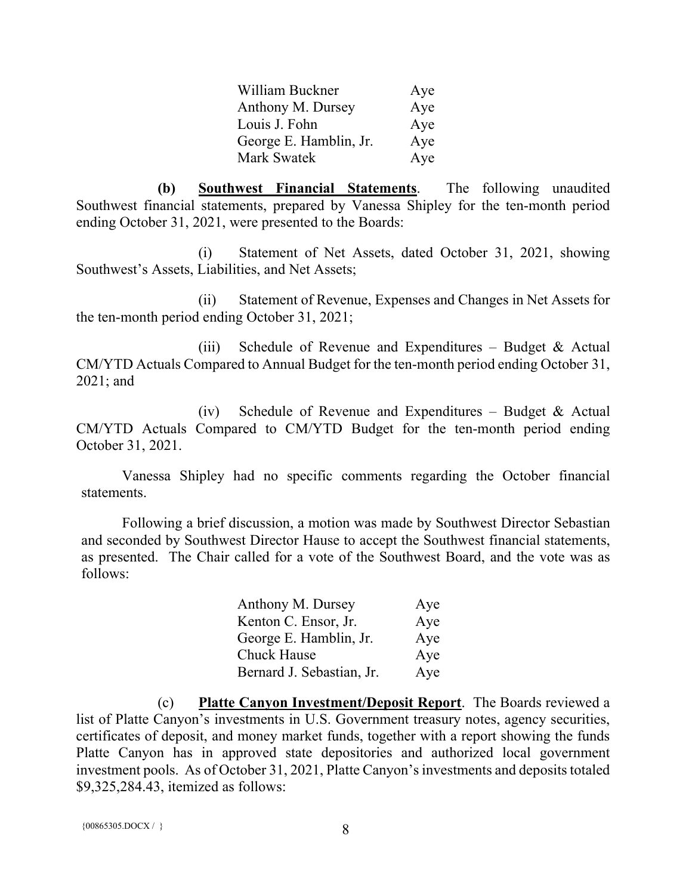| | |
|---|---|
| William Buckner | Aye |
| Anthony M. Dursey | Aye |
| Louis J. Fohn | Aye |
| George E. Hamblin, Jr. | Aye |
| Mark Swatek | Aye |

**(b) Southwest Financial Statements**. The following unaudited Southwest financial statements, prepared by Vanessa Shipley for the ten-month period ending October 31, 2021, were presented to the Boards:

(i) Statement of Net Assets, dated October 31, 2021, showing Southwest's Assets, Liabilities, and Net Assets;

(ii) Statement of Revenue, Expenses and Changes in Net Assets for the ten-month period ending October 31, 2021;

(iii) Schedule of Revenue and Expenditures – Budget & Actual CM/YTD Actuals Compared to Annual Budget for the ten-month period ending October 31, 2021; and

(iv) Schedule of Revenue and Expenditures – Budget & Actual CM/YTD Actuals Compared to CM/YTD Budget for the ten-month period ending October 31, 2021.

Vanessa Shipley had no specific comments regarding the October financial statements.

Following a brief discussion, a motion was made by Southwest Director Sebastian and seconded by Southwest Director Hause to accept the Southwest financial statements, as presented. The Chair called for a vote of the Southwest Board, and the vote was as follows:

| | |
|---|---|
| Anthony M. Dursey | Aye |
| Kenton C. Ensor, Jr. | Aye |
| George E. Hamblin, Jr. | Aye |
| Chuck Hause | Aye |
| Bernard J. Sebastian, Jr. | Aye |

(c) **Platte Canyon Investment/Deposit Report**. The Boards reviewed a list of Platte Canyon's investments in U.S. Government treasury notes, agency securities, certificates of deposit, and money market funds, together with a report showing the funds Platte Canyon has in approved state depositories and authorized local government investment pools. As of October 31, 2021, Platte Canyon's investments and deposits totaled $9,325,284.43, itemized as follows: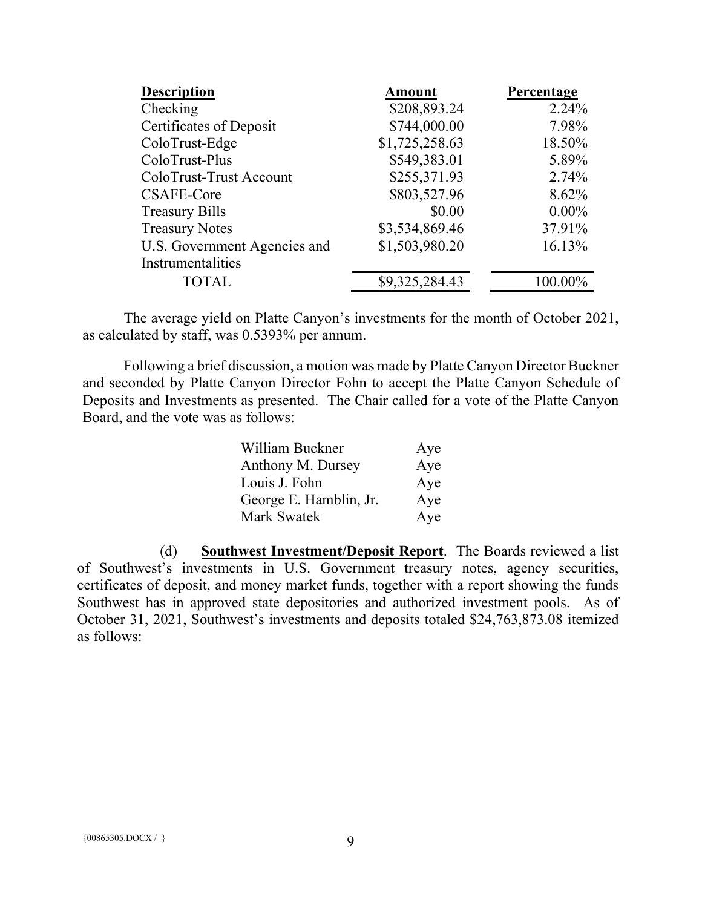| Description | Amount | Percentage |
|---|---|---|
| Checking | $208,893.24 | 2.24% |
| Certificates of Deposit | $744,000.00 | 7.98% |
| ColoTrust-Edge | $1,725,258.63 | 18.50% |
| ColoTrust-Plus | $549,383.01 | 5.89% |
| ColoTrust-Trust Account | $255,371.93 | 2.74% |
| CSAFE-Core | $803,527.96 | 8.62% |
| Treasury Bills | $0.00 | 0.00% |
| Treasury Notes | $3,534,869.46 | 37.91% |
| U.S. Government Agencies and Instrumentalities | $1,503,980.20 | 16.13% |
| TOTAL | $9,325,284.43 | 100.00% |

The average yield on Platte Canyon's investments for the month of October 2021, as calculated by staff, was 0.5393% per annum.

Following a brief discussion, a motion was made by Platte Canyon Director Buckner and seconded by Platte Canyon Director Fohn to accept the Platte Canyon Schedule of Deposits and Investments as presented. The Chair called for a vote of the Platte Canyon Board, and the vote was as follows:

| | |
|---|---|
| William Buckner | Aye |
| Anthony M. Dursey | Aye |
| Louis J. Fohn | Aye |
| George E. Hamblin, Jr. | Aye |
| Mark Swatek | Aye |

(d) **Southwest Investment/Deposit Report**. The Boards reviewed a list of Southwest's investments in U.S. Government treasury notes, agency securities, certificates of deposit, and money market funds, together with a report showing the funds Southwest has in approved state depositories and authorized investment pools. As of October 31, 2021, Southwest's investments and deposits totaled $24,763,873.08 itemized as follows: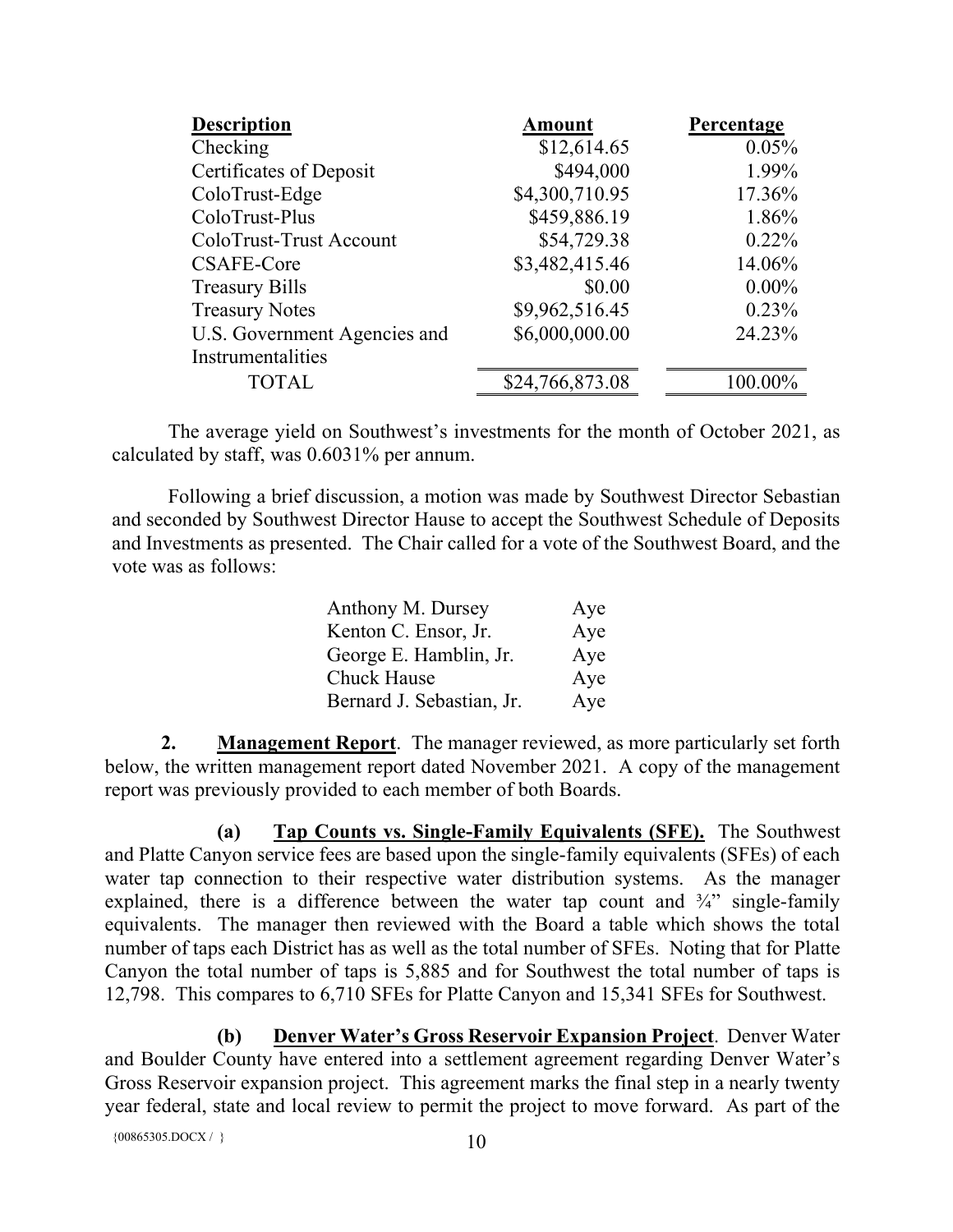| Description | Amount | Percentage |
|---|---|---|
| Checking | $12,614.65 | 0.05% |
| Certificates of Deposit | $494,000 | 1.99% |
| ColoTrust-Edge | $4,300,710.95 | 17.36% |
| ColoTrust-Plus | $459,886.19 | 1.86% |
| ColoTrust-Trust Account | $54,729.38 | 0.22% |
| CSAFE-Core | $3,482,415.46 | 14.06% |
| Treasury Bills | $0.00 | 0.00% |
| Treasury Notes | $9,962,516.45 | 0.23% |
| U.S. Government Agencies and Instrumentalities | $6,000,000.00 | 24.23% |
| TOTAL | $24,766,873.08 | 100.00% |

The average yield on Southwest's investments for the month of October 2021, as calculated by staff, was 0.6031% per annum.

Following a brief discussion, a motion was made by Southwest Director Sebastian and seconded by Southwest Director Hause to accept the Southwest Schedule of Deposits and Investments as presented. The Chair called for a vote of the Southwest Board, and the vote was as follows:

| | |
|---|---|
| Anthony M. Dursey | Aye |
| Kenton C. Ensor, Jr. | Aye |
| George E. Hamblin, Jr. | Aye |
| Chuck Hause | Aye |
| Bernard J. Sebastian, Jr. | Aye |

**2. Management Report**. The manager reviewed, as more particularly set forth below, the written management report dated November 2021. A copy of the management report was previously provided to each member of both Boards.

**(a) Tap Counts vs. Single-Family Equivalents (SFE).** The Southwest and Platte Canyon service fees are based upon the single-family equivalents (SFEs) of each water tap connection to their respective water distribution systems. As the manager explained, there is a difference between the water tap count and ¾" single-family equivalents. The manager then reviewed with the Board a table which shows the total number of taps each District has as well as the total number of SFEs. Noting that for Platte Canyon the total number of taps is 5,885 and for Southwest the total number of taps is 12,798. This compares to 6,710 SFEs for Platte Canyon and 15,341 SFEs for Southwest.

**(b) Denver Water's Gross Reservoir Expansion Project**. Denver Water and Boulder County have entered into a settlement agreement regarding Denver Water's Gross Reservoir expansion project. This agreement marks the final step in a nearly twenty year federal, state and local review to permit the project to move forward. As part of the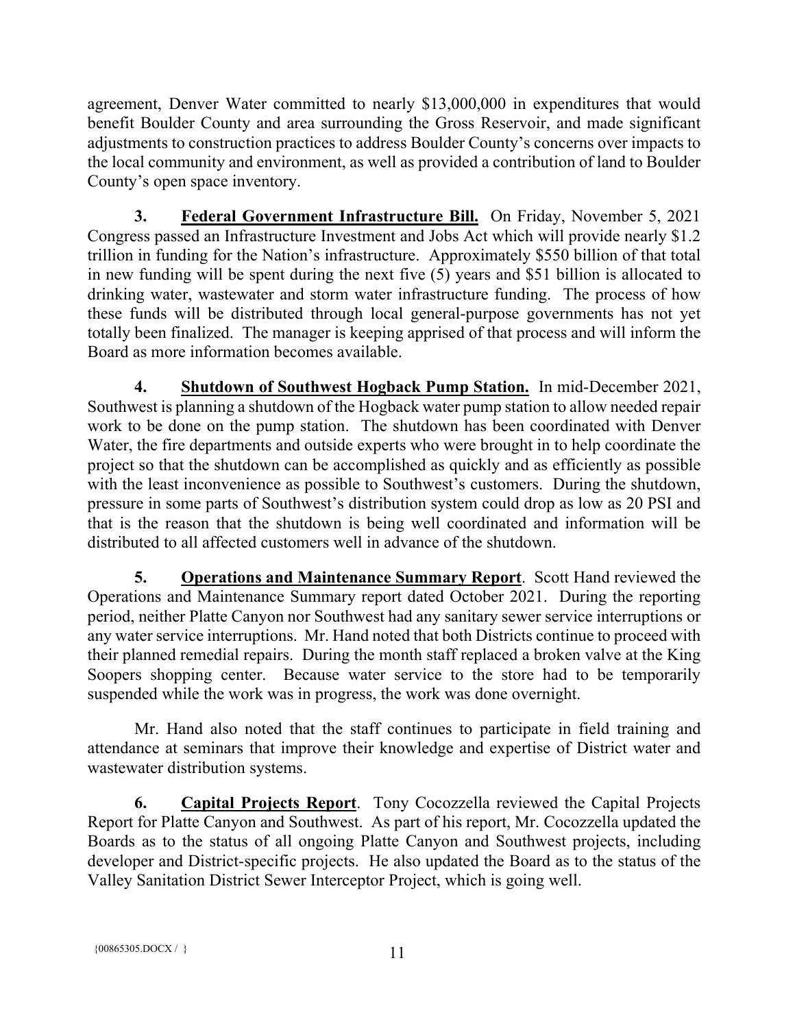agreement, Denver Water committed to nearly $13,000,000 in expenditures that would benefit Boulder County and area surrounding the Gross Reservoir, and made significant adjustments to construction practices to address Boulder County's concerns over impacts to the local community and environment, as well as provided a contribution of land to Boulder County's open space inventory.

**3. <u>Federal Government Infrastructure Bill.</u>** On Friday, November 5, 2021 Congress passed an Infrastructure Investment and Jobs Act which will provide nearly $1.2 trillion in funding for the Nation's infrastructure. Approximately $550 billion of that total in new funding will be spent during the next five (5) years and $51 billion is allocated to drinking water, wastewater and storm water infrastructure funding. The process of how these funds will be distributed through local general-purpose governments has not yet totally been finalized. The manager is keeping apprised of that process and will inform the Board as more information becomes available.

**4. <u>Shutdown of Southwest Hogback Pump Station.</u>** In mid-December 2021, Southwest is planning a shutdown of the Hogback water pump station to allow needed repair work to be done on the pump station. The shutdown has been coordinated with Denver Water, the fire departments and outside experts who were brought in to help coordinate the project so that the shutdown can be accomplished as quickly and as efficiently as possible with the least inconvenience as possible to Southwest's customers. During the shutdown, pressure in some parts of Southwest's distribution system could drop as low as 20 PSI and that is the reason that the shutdown is being well coordinated and information will be distributed to all affected customers well in advance of the shutdown.

**5. <u>Operations and Maintenance Summary Report</u>.** Scott Hand reviewed the Operations and Maintenance Summary report dated October 2021. During the reporting period, neither Platte Canyon nor Southwest had any sanitary sewer service interruptions or any water service interruptions. Mr. Hand noted that both Districts continue to proceed with their planned remedial repairs. During the month staff replaced a broken valve at the King Soopers shopping center. Because water service to the store had to be temporarily suspended while the work was in progress, the work was done overnight.

Mr. Hand also noted that the staff continues to participate in field training and attendance at seminars that improve their knowledge and expertise of District water and wastewater distribution systems.

**6. <u>Capital Projects Report</u>.** Tony Cocozzella reviewed the Capital Projects Report for Platte Canyon and Southwest. As part of his report, Mr. Cocozzella updated the Boards as to the status of all ongoing Platte Canyon and Southwest projects, including developer and District-specific projects. He also updated the Board as to the status of the Valley Sanitation District Sewer Interceptor Project, which is going well.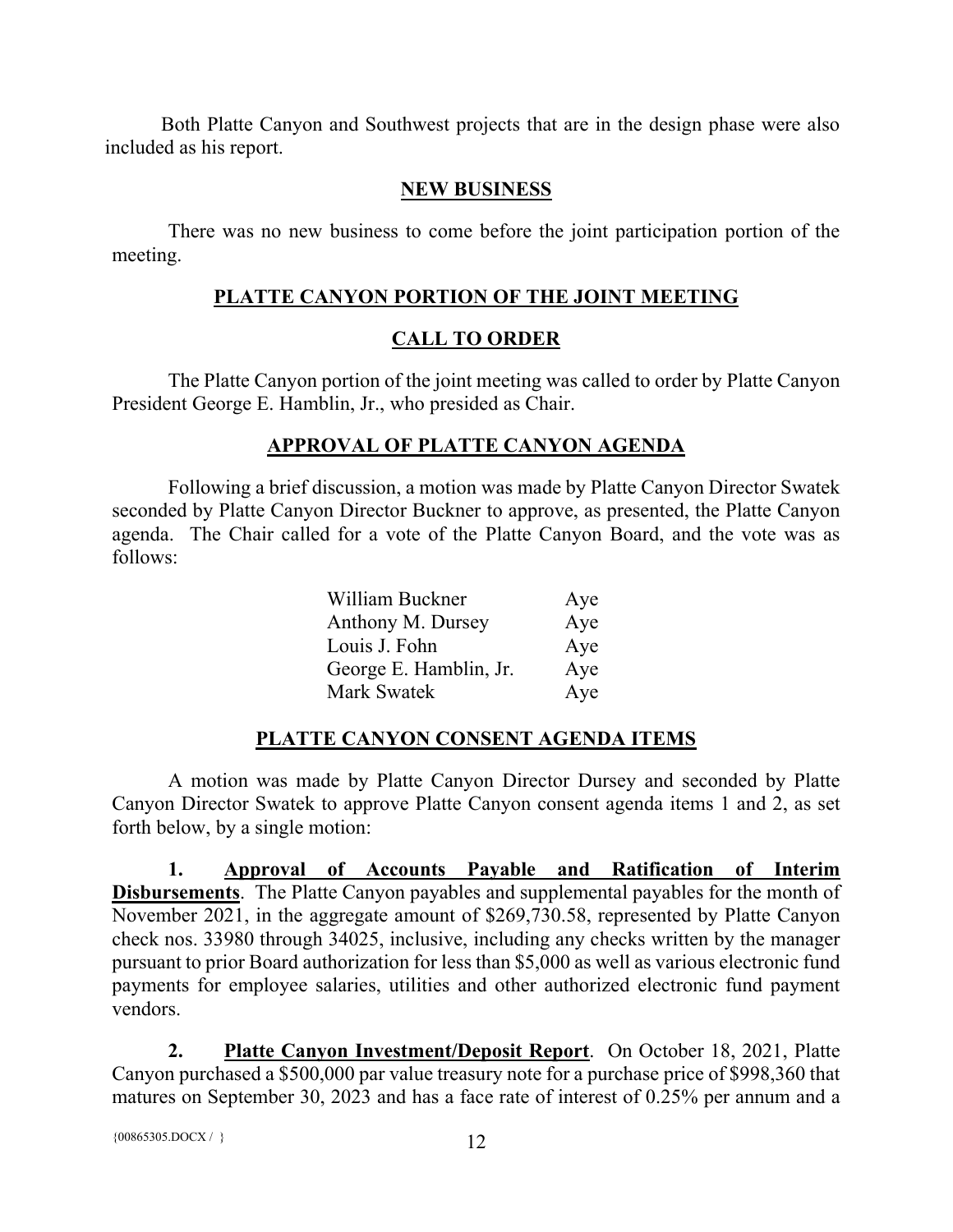Both Platte Canyon and Southwest projects that are in the design phase were also included as his report.

## NEW BUSINESS

There was no new business to come before the joint participation portion of the meeting.

## PLATTE CANYON PORTION OF THE JOINT MEETING

## CALL TO ORDER

The Platte Canyon portion of the joint meeting was called to order by Platte Canyon President George E. Hamblin, Jr., who presided as Chair.

## APPROVAL OF PLATTE CANYON AGENDA

Following a brief discussion, a motion was made by Platte Canyon Director Swatek seconded by Platte Canyon Director Buckner to approve, as presented, the Platte Canyon agenda. The Chair called for a vote of the Platte Canyon Board, and the vote was as follows:

| | |
|---|---|
| William Buckner | Aye |
| Anthony M. Dursey | Aye |
| Louis J. Fohn | Aye |
| George E. Hamblin, Jr. | Aye |
| Mark Swatek | Aye |

## PLATTE CANYON CONSENT AGENDA ITEMS

A motion was made by Platte Canyon Director Dursey and seconded by Platte Canyon Director Swatek to approve Platte Canyon consent agenda items 1 and 2, as set forth below, by a single motion:

**1. Approval of Accounts Payable and Ratification of Interim Disbursements**. The Platte Canyon payables and supplemental payables for the month of November 2021, in the aggregate amount of $269,730.58, represented by Platte Canyon check nos. 33980 through 34025, inclusive, including any checks written by the manager pursuant to prior Board authorization for less than $5,000 as well as various electronic fund payments for employee salaries, utilities and other authorized electronic fund payment vendors.

**2. Platte Canyon Investment/Deposit Report**. On October 18, 2021, Platte Canyon purchased a $500,000 par value treasury note for a purchase price of $998,360 that matures on September 30, 2023 and has a face rate of interest of 0.25% per annum and a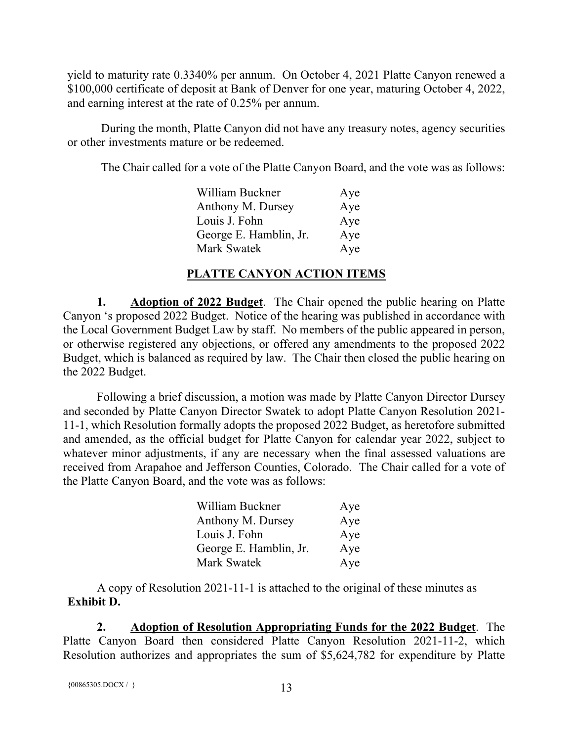yield to maturity rate 0.3340% per annum. On October 4, 2021 Platte Canyon renewed a $100,000 certificate of deposit at Bank of Denver for one year, maturing October 4, 2022, and earning interest at the rate of 0.25% per annum.

During the month, Platte Canyon did not have any treasury notes, agency securities or other investments mature or be redeemed.

The Chair called for a vote of the Platte Canyon Board, and the vote was as follows:

| | |
|---|---|
| William Buckner | Aye |
| Anthony M. Dursey | Aye |
| Louis J. Fohn | Aye |
| George E. Hamblin, Jr. | Aye |
| Mark Swatek | Aye |

## PLATTE CANYON ACTION ITEMS

**1. Adoption of 2022 Budget**. The Chair opened the public hearing on Platte Canyon 's proposed 2022 Budget. Notice of the hearing was published in accordance with the Local Government Budget Law by staff. No members of the public appeared in person, or otherwise registered any objections, or offered any amendments to the proposed 2022 Budget, which is balanced as required by law. The Chair then closed the public hearing on the 2022 Budget.

Following a brief discussion, a motion was made by Platte Canyon Director Dursey and seconded by Platte Canyon Director Swatek to adopt Platte Canyon Resolution 2021-11-1, which Resolution formally adopts the proposed 2022 Budget, as heretofore submitted and amended, as the official budget for Platte Canyon for calendar year 2022, subject to whatever minor adjustments, if any are necessary when the final assessed valuations are received from Arapahoe and Jefferson Counties, Colorado. The Chair called for a vote of the Platte Canyon Board, and the vote was as follows:

| | |
|---|---|
| William Buckner | Aye |
| Anthony M. Dursey | Aye |
| Louis J. Fohn | Aye |
| George E. Hamblin, Jr. | Aye |
| Mark Swatek | Aye |

A copy of Resolution 2021-11-1 is attached to the original of these minutes as **Exhibit D.**

**2. Adoption of Resolution Appropriating Funds for the 2022 Budget**. The Platte Canyon Board then considered Platte Canyon Resolution 2021-11-2, which Resolution authorizes and appropriates the sum of $5,624,782 for expenditure by Platte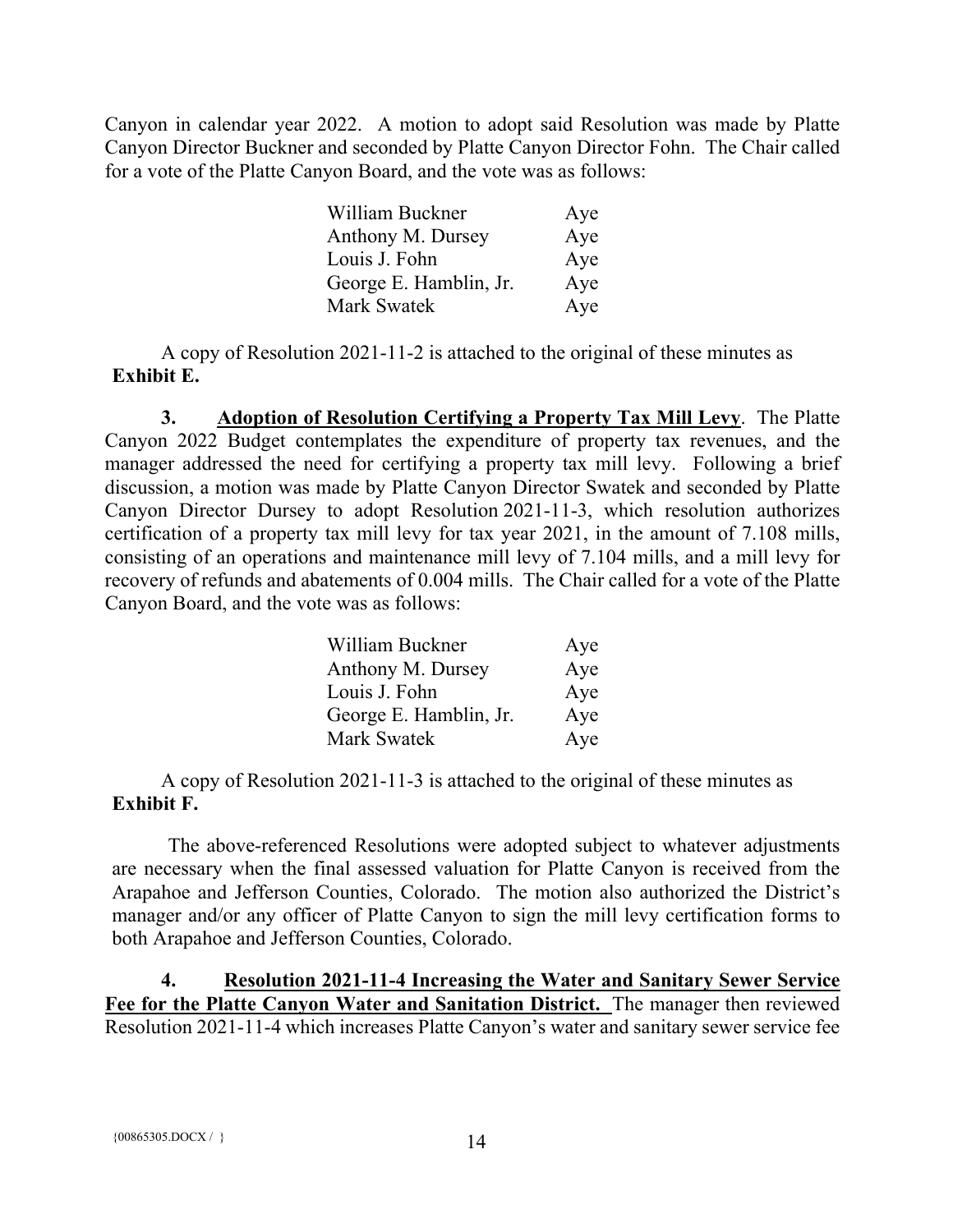Canyon in calendar year 2022. A motion to adopt said Resolution was made by Platte Canyon Director Buckner and seconded by Platte Canyon Director Fohn. The Chair called for a vote of the Platte Canyon Board, and the vote was as follows:

| | |
|---|---|
| William Buckner | Aye |
| Anthony M. Dursey | Aye |
| Louis J. Fohn | Aye |
| George E. Hamblin, Jr. | Aye |
| Mark Swatek | Aye |

A copy of Resolution 2021-11-2 is attached to the original of these minutes as **Exhibit E.**

**3. <u>Adoption of Resolution Certifying a Property Tax Mill Levy</u>**. The Platte Canyon 2022 Budget contemplates the expenditure of property tax revenues, and the manager addressed the need for certifying a property tax mill levy. Following a brief discussion, a motion was made by Platte Canyon Director Swatek and seconded by Platte Canyon Director Dursey to adopt Resolution 2021-11-3, which resolution authorizes certification of a property tax mill levy for tax year 2021, in the amount of 7.108 mills, consisting of an operations and maintenance mill levy of 7.104 mills, and a mill levy for recovery of refunds and abatements of 0.004 mills. The Chair called for a vote of the Platte Canyon Board, and the vote was as follows:

| | |
|---|---|
| William Buckner | Aye |
| Anthony M. Dursey | Aye |
| Louis J. Fohn | Aye |
| George E. Hamblin, Jr. | Aye |
| Mark Swatek | Aye |

A copy of Resolution 2021-11-3 is attached to the original of these minutes as **Exhibit F.**

The above-referenced Resolutions were adopted subject to whatever adjustments are necessary when the final assessed valuation for Platte Canyon is received from the Arapahoe and Jefferson Counties, Colorado. The motion also authorized the District's manager and/or any officer of Platte Canyon to sign the mill levy certification forms to both Arapahoe and Jefferson Counties, Colorado.

**4. <u>Resolution 2021-11-4 Increasing the Water and Sanitary Sewer Service Fee for the Platte Canyon Water and Sanitation District.</u>** The manager then reviewed Resolution 2021-11-4 which increases Platte Canyon's water and sanitary sewer service fee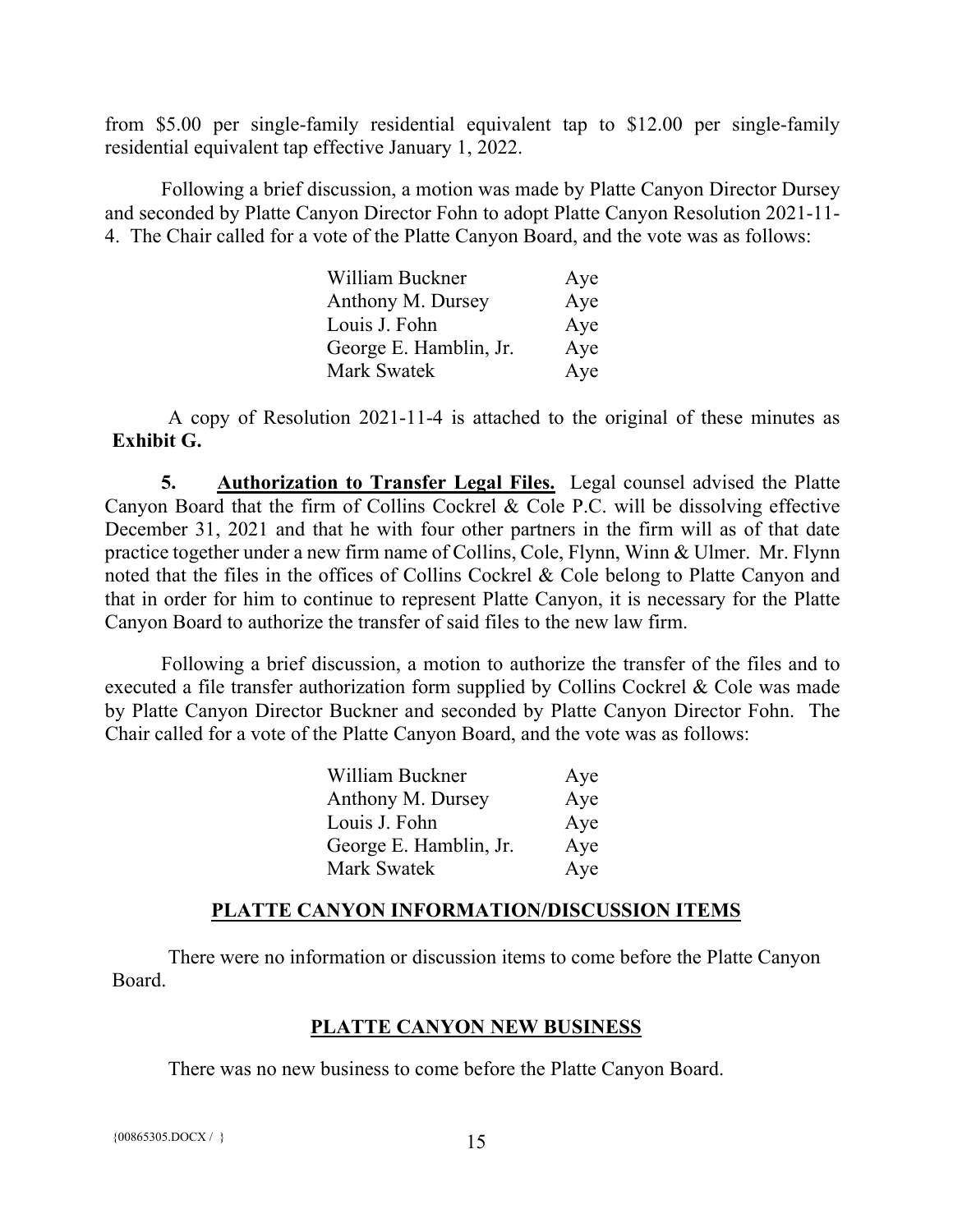from $5.00 per single-family residential equivalent tap to $12.00 per single-family residential equivalent tap effective January 1, 2022.

Following a brief discussion, a motion was made by Platte Canyon Director Dursey and seconded by Platte Canyon Director Fohn to adopt Platte Canyon Resolution 2021-11-4. The Chair called for a vote of the Platte Canyon Board, and the vote was as follows:

| | |
|---|---|
| William Buckner | Aye |
| Anthony M. Dursey | Aye |
| Louis J. Fohn | Aye |
| George E. Hamblin, Jr. | Aye |
| Mark Swatek | Aye |

A copy of Resolution 2021-11-4 is attached to the original of these minutes as **Exhibit G.**

**5. Authorization to Transfer Legal Files.** Legal counsel advised the Platte Canyon Board that the firm of Collins Cockrel & Cole P.C. will be dissolving effective December 31, 2021 and that he with four other partners in the firm will as of that date practice together under a new firm name of Collins, Cole, Flynn, Winn & Ulmer. Mr. Flynn noted that the files in the offices of Collins Cockrel & Cole belong to Platte Canyon and that in order for him to continue to represent Platte Canyon, it is necessary for the Platte Canyon Board to authorize the transfer of said files to the new law firm.

Following a brief discussion, a motion to authorize the transfer of the files and to executed a file transfer authorization form supplied by Collins Cockrel & Cole was made by Platte Canyon Director Buckner and seconded by Platte Canyon Director Fohn. The Chair called for a vote of the Platte Canyon Board, and the vote was as follows:

| | |
|---|---|
| William Buckner | Aye |
| Anthony M. Dursey | Aye |
| Louis J. Fohn | Aye |
| George E. Hamblin, Jr. | Aye |
| Mark Swatek | Aye |

## PLATTE CANYON INFORMATION/DISCUSSION ITEMS

There were no information or discussion items to come before the Platte Canyon Board.

## PLATTE CANYON NEW BUSINESS

There was no new business to come before the Platte Canyon Board.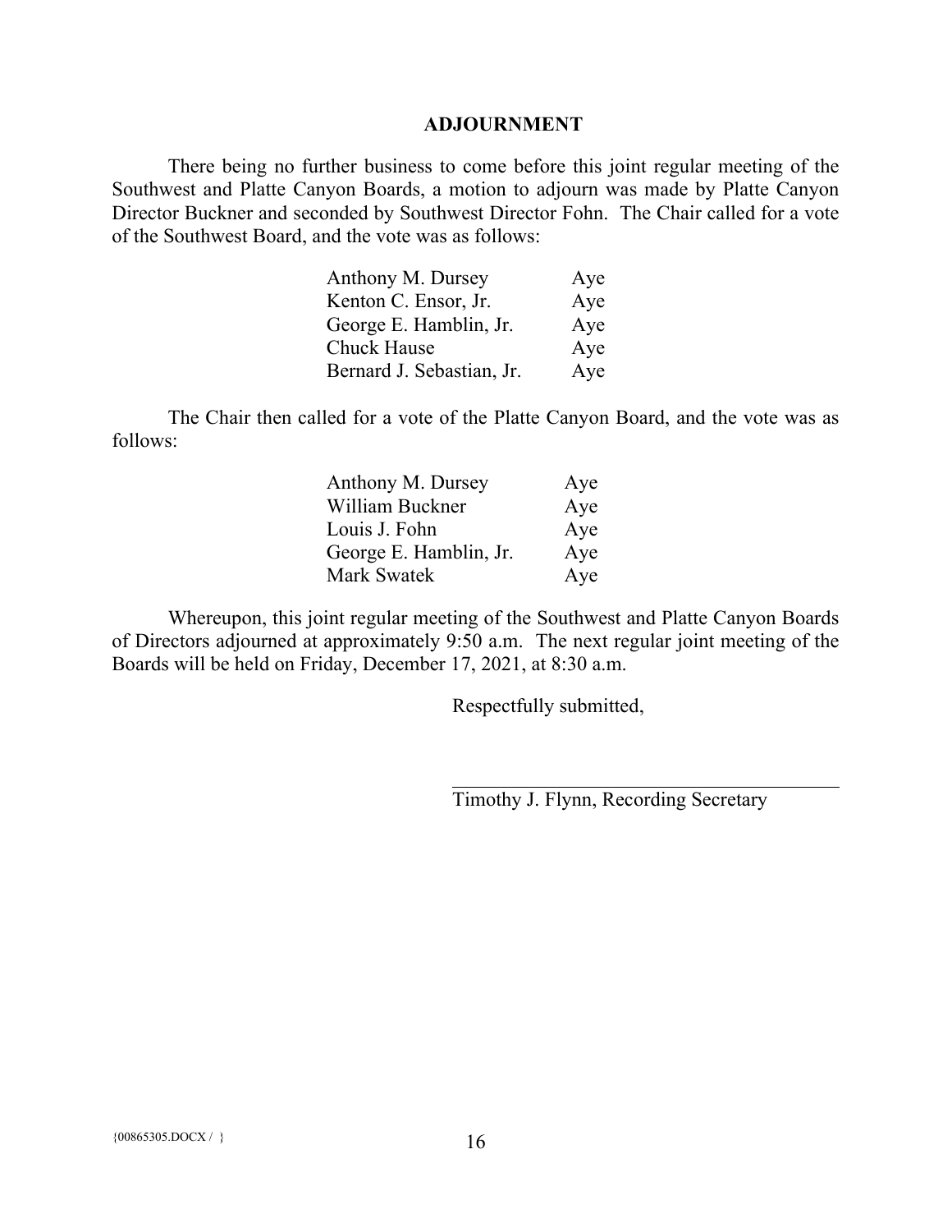## ADJOURNMENT

There being no further business to come before this joint regular meeting of the Southwest and Platte Canyon Boards, a motion to adjourn was made by Platte Canyon Director Buckner and seconded by Southwest Director Fohn. The Chair called for a vote of the Southwest Board, and the vote was as follows:

| | |
|---|---|
| Anthony M. Dursey | Aye |
| Kenton C. Ensor, Jr. | Aye |
| George E. Hamblin, Jr. | Aye |
| Chuck Hause | Aye |
| Bernard J. Sebastian, Jr. | Aye |

The Chair then called for a vote of the Platte Canyon Board, and the vote was as follows:

| | |
|---|---|
| Anthony M. Dursey | Aye |
| William Buckner | Aye |
| Louis J. Fohn | Aye |
| George E. Hamblin, Jr. | Aye |
| Mark Swatek | Aye |

Whereupon, this joint regular meeting of the Southwest and Platte Canyon Boards of Directors adjourned at approximately 9:50 a.m. The next regular joint meeting of the Boards will be held on Friday, December 17, 2021, at 8:30 a.m.

Respectfully submitted,

\_\_\_\_\_\_\_\_\_\_\_\_\_\_\_\_\_\_\_\_\_\_\_\_\_\_\_\_\_\_\_\_\_\_\_\_

Timothy J. Flynn, Recording Secretary

{00865305.DOCX / }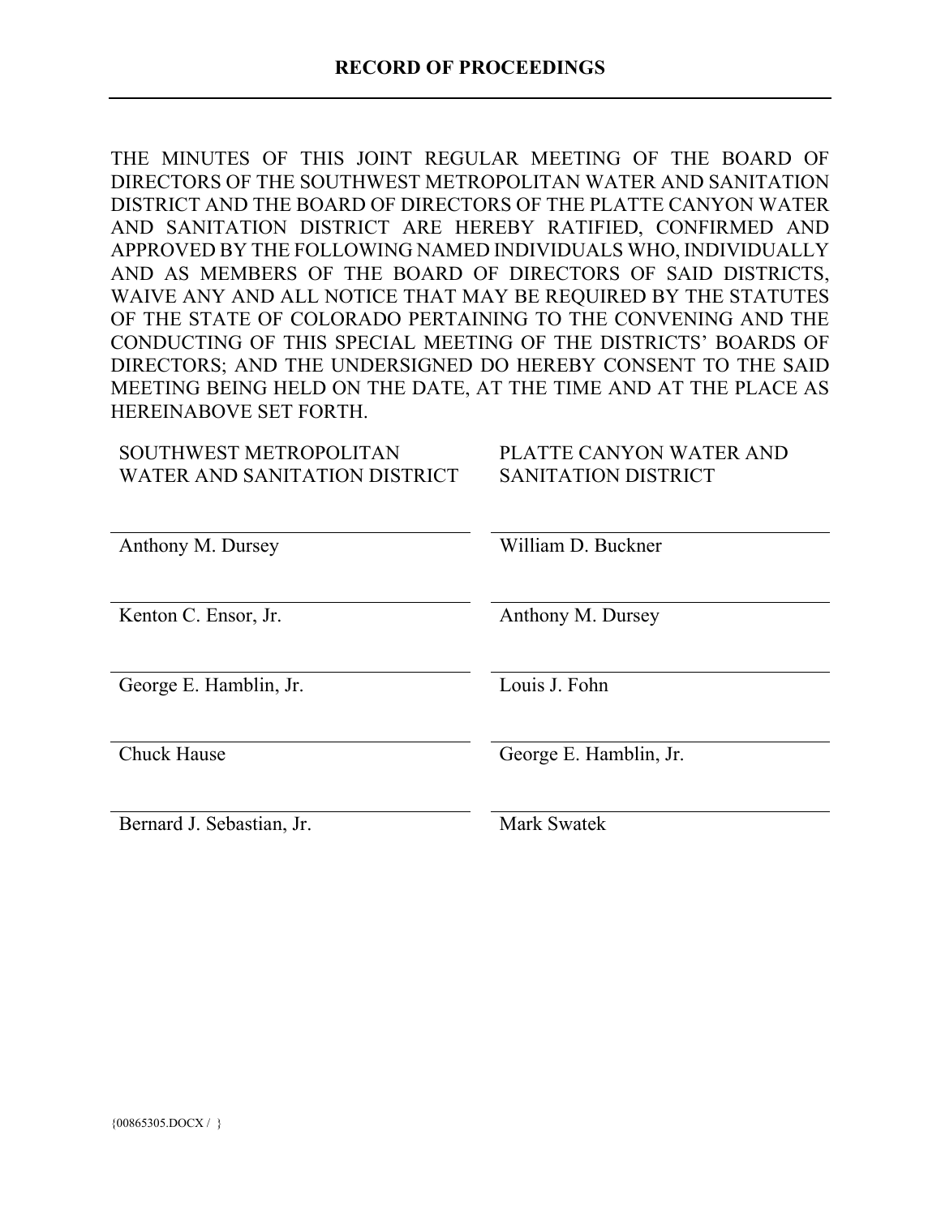# RECORD OF PROCEEDINGS

THE MINUTES OF THIS JOINT REGULAR MEETING OF THE BOARD OF DIRECTORS OF THE SOUTHWEST METROPOLITAN WATER AND SANITATION DISTRICT AND THE BOARD OF DIRECTORS OF THE PLATTE CANYON WATER AND SANITATION DISTRICT ARE HEREBY RATIFIED, CONFIRMED AND APPROVED BY THE FOLLOWING NAMED INDIVIDUALS WHO, INDIVIDUALLY AND AS MEMBERS OF THE BOARD OF DIRECTORS OF SAID DISTRICTS, WAIVE ANY AND ALL NOTICE THAT MAY BE REQUIRED BY THE STATUTES OF THE STATE OF COLORADO PERTAINING TO THE CONVENING AND THE CONDUCTING OF THIS SPECIAL MEETING OF THE DISTRICTS' BOARDS OF DIRECTORS; AND THE UNDERSIGNED DO HEREBY CONSENT TO THE SAID MEETING BEING HELD ON THE DATE, AT THE TIME AND AT THE PLACE AS HEREINABOVE SET FORTH.

| SOUTHWEST METROPOLITAN WATER AND SANITATION DISTRICT | PLATTE CANYON WATER AND SANITATION DISTRICT |
|---|---|
| Anthony M. Dursey | William D. Buckner |
| Kenton C. Ensor, Jr. | Anthony M. Dursey |
| George E. Hamblin, Jr. | Louis J. Fohn |
| Chuck Hause | George E. Hamblin, Jr. |
| Bernard J. Sebastian, Jr. | Mark Swatek |

{00865305.DOCX / }